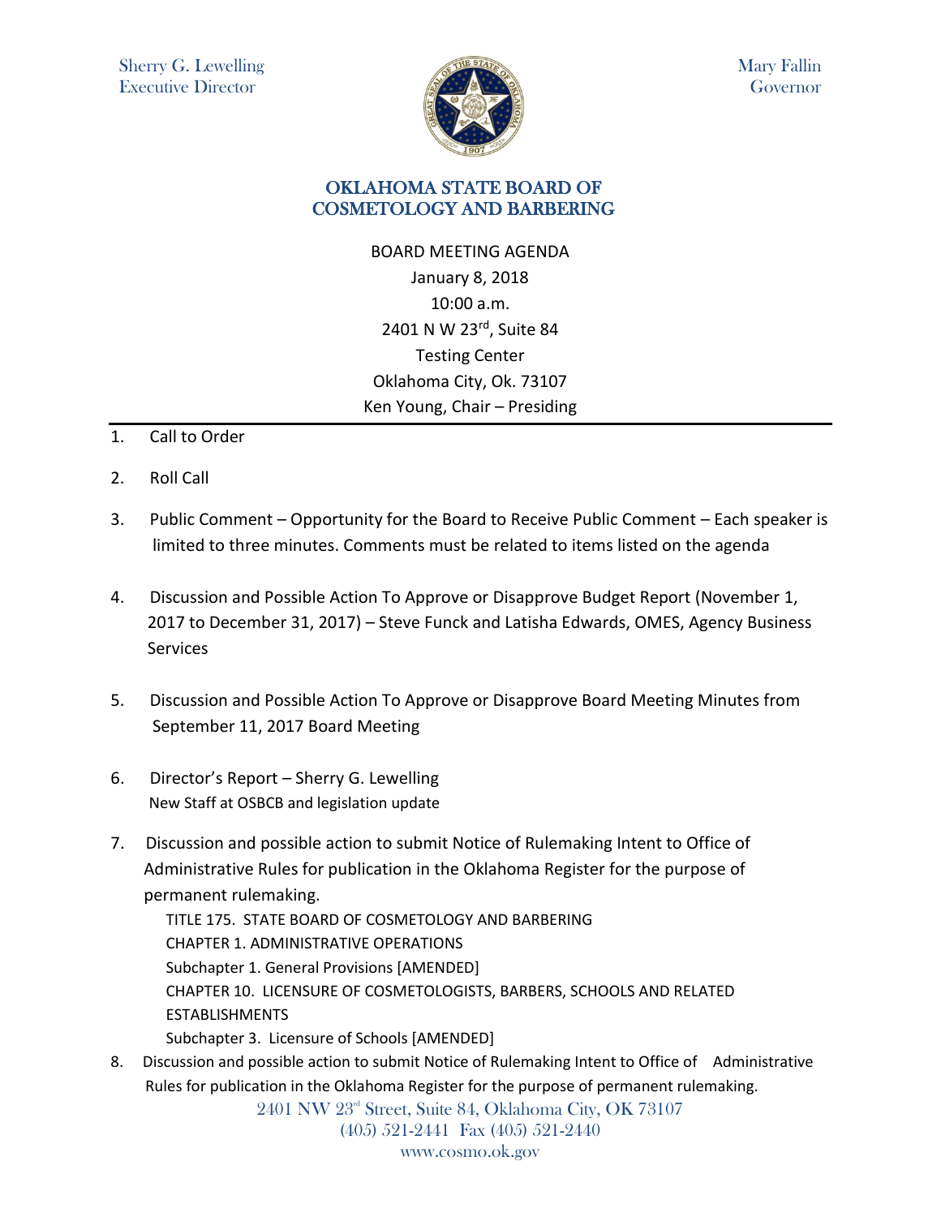Sherry G. Lewelling
Executive Director

Mary Fallin
Governor

# OKLAHOMA STATE BOARD OF COSMETOLOGY AND BARBERING

BOARD MEETING AGENDA
January 8, 2018
10:00 a.m.
2401 N W 23rd, Suite 84
Testing Center
Oklahoma City, Ok. 73107
Ken Young, Chair – Presiding

---

1. Call to Order
2. Roll Call
3. Public Comment – Opportunity for the Board to Receive Public Comment – Each speaker is limited to three minutes. Comments must be related to items listed on the agenda
4. Discussion and Possible Action To Approve or Disapprove Budget Report (November 1, 2017 to December 31, 2017) – Steve Funck and Latisha Edwards, OMES, Agency Business Services
5. Discussion and Possible Action To Approve or Disapprove Board Meeting Minutes from September 11, 2017 Board Meeting
6. Director's Report – Sherry G. Lewelling
   New Staff at OSBCB and legislation update
7. Discussion and possible action to submit Notice of Rulemaking Intent to Office of Administrative Rules for publication in the Oklahoma Register for the purpose of permanent rulemaking.
   TITLE 175. STATE BOARD OF COSMETOLOGY AND BARBERING
   CHAPTER 1. ADMINISTRATIVE OPERATIONS
   Subchapter 1. General Provisions [AMENDED]
   CHAPTER 10. LICENSURE OF COSMETOLOGISTS, BARBERS, SCHOOLS AND RELATED ESTABLISHMENTS
   Subchapter 3. Licensure of Schools [AMENDED]
8. Discussion and possible action to submit Notice of Rulemaking Intent to Office of Administrative Rules for publication in the Oklahoma Register for the purpose of permanent rulemaking.

2401 NW 23rd Street, Suite 84, Oklahoma City, OK 73107
(405) 521-2441 Fax (405) 521-2440
www.cosmo.ok.gov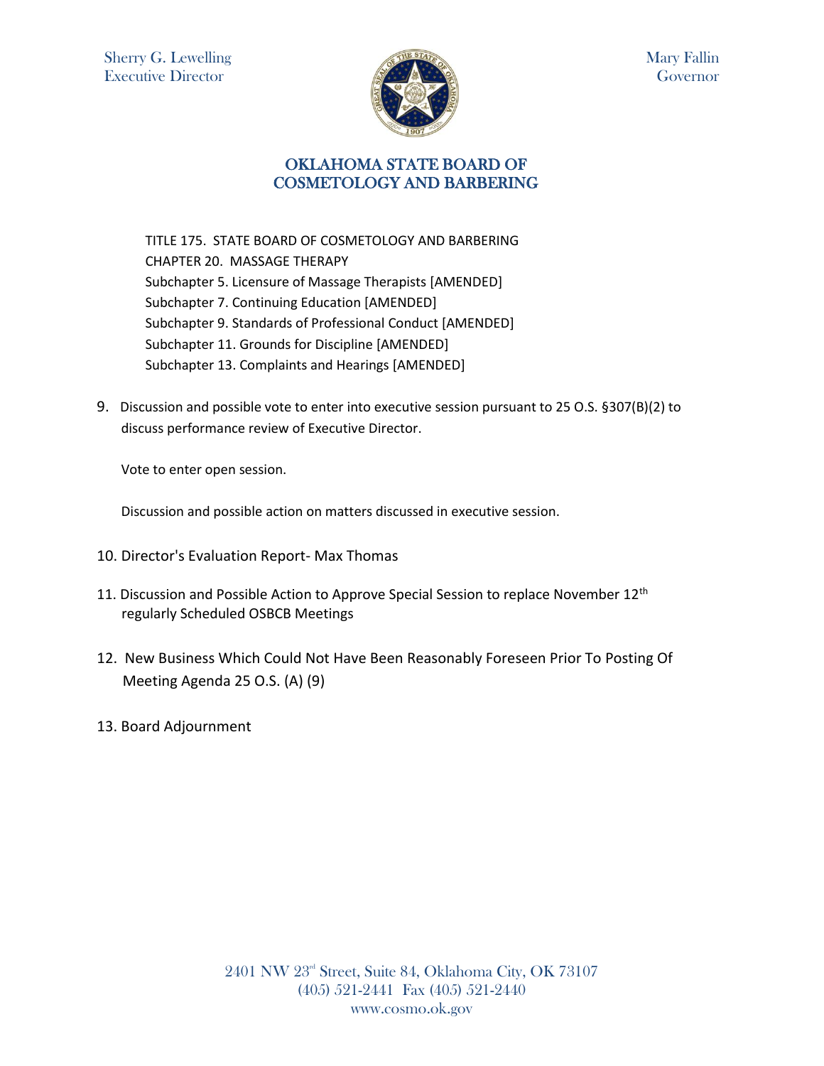Sherry G. Lewelling
Executive Director

Mary Fallin
Governor

## OKLAHOMA STATE BOARD OF COSMETOLOGY AND BARBERING

TITLE 175. STATE BOARD OF COSMETOLOGY AND BARBERING
CHAPTER 20. MASSAGE THERAPY
Subchapter 5. Licensure of Massage Therapists [AMENDED]
Subchapter 7. Continuing Education [AMENDED]
Subchapter 9. Standards of Professional Conduct [AMENDED]
Subchapter 11. Grounds for Discipline [AMENDED]
Subchapter 13. Complaints and Hearings [AMENDED]

9. Discussion and possible vote to enter into executive session pursuant to 25 O.S. §307(B)(2) to discuss performance review of Executive Director.

   Vote to enter open session.

   Discussion and possible action on matters discussed in executive session.

10. Director's Evaluation Report- Max Thomas

11. Discussion and Possible Action to Approve Special Session to replace November 12th regularly Scheduled OSBCB Meetings

12. New Business Which Could Not Have Been Reasonably Foreseen Prior To Posting Of Meeting Agenda 25 O.S. (A) (9)

13. Board Adjournment

2401 NW 23rd Street, Suite 84, Oklahoma City, OK 73107
(405) 521-2441 Fax (405) 521-2440
www.cosmo.ok.gov